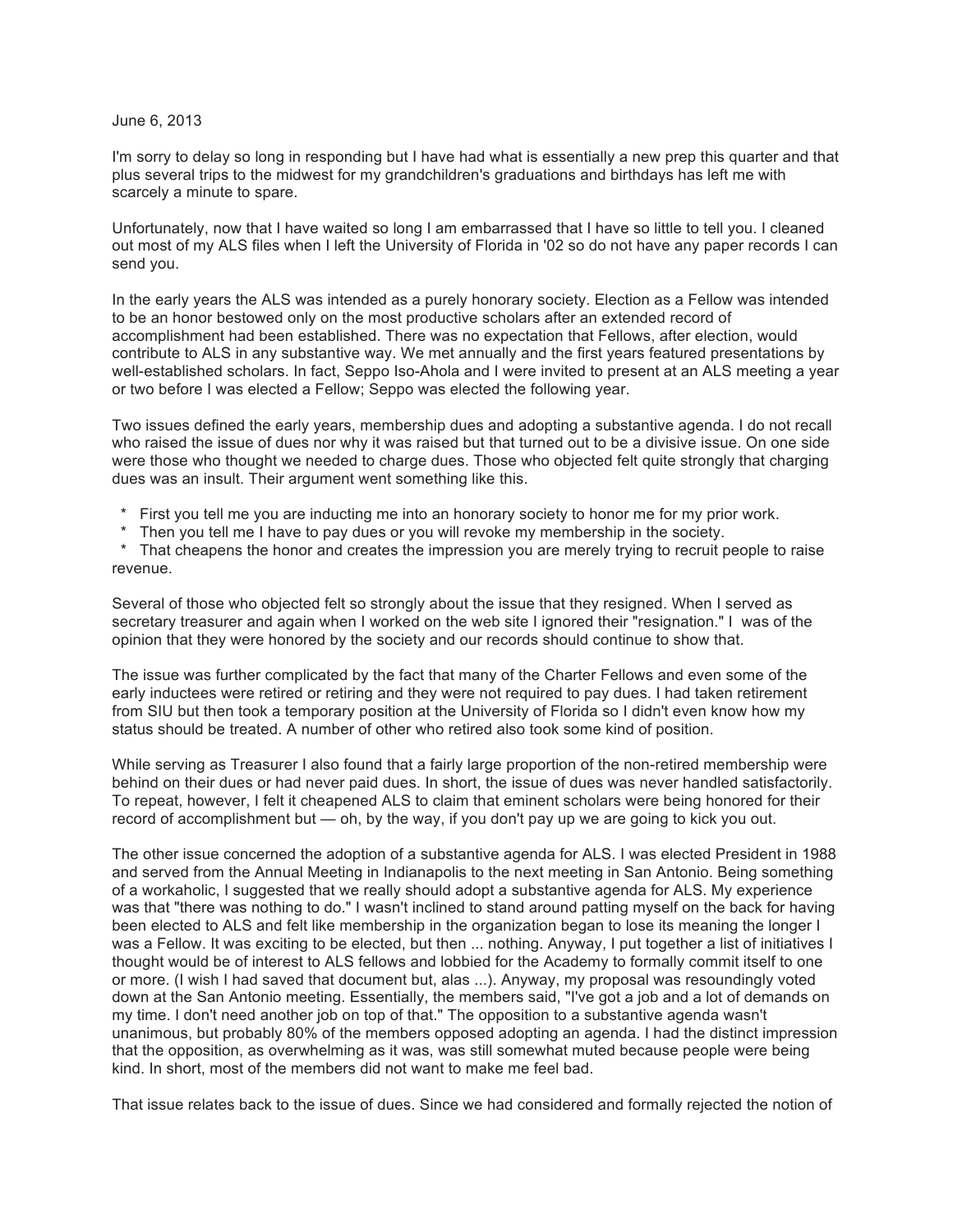June 6, 2013

I'm sorry to delay so long in responding but I have had what is essentially a new prep this quarter and that plus several trips to the midwest for my grandchildren's graduations and birthdays has left me with scarcely a minute to spare.

Unfortunately, now that I have waited so long I am embarrassed that I have so little to tell you. I cleaned out most of my ALS files when I left the University of Florida in '02 so do not have any paper records I can send you.

In the early years the ALS was intended as a purely honorary society. Election as a Fellow was intended to be an honor bestowed only on the most productive scholars after an extended record of accomplishment had been established. There was no expectation that Fellows, after election, would contribute to ALS in any substantive way. We met annually and the first years featured presentations by well-established scholars. In fact, Seppo Iso-Ahola and I were invited to present at an ALS meeting a year or two before I was elected a Fellow; Seppo was elected the following year.

Two issues defined the early years, membership dues and adopting a substantive agenda. I do not recall who raised the issue of dues nor why it was raised but that turned out to be a divisive issue. On one side were those who thought we needed to charge dues. Those who objected felt quite strongly that charging dues was an insult. Their argument went something like this.

* First you tell me you are inducting me into an honorary society to honor me for my prior work.
* Then you tell me I have to pay dues or you will revoke my membership in the society.
* That cheapens the honor and creates the impression you are merely trying to recruit people to raise revenue.

Several of those who objected felt so strongly about the issue that they resigned. When I served as secretary treasurer and again when I worked on the web site I ignored their "resignation." I was of the opinion that they were honored by the society and our records should continue to show that.

The issue was further complicated by the fact that many of the Charter Fellows and even some of the early inductees were retired or retiring and they were not required to pay dues. I had taken retirement from SIU but then took a temporary position at the University of Florida so I didn't even know how my status should be treated. A number of other who retired also took some kind of position.

While serving as Treasurer I also found that a fairly large proportion of the non-retired membership were behind on their dues or had never paid dues. In short, the issue of dues was never handled satisfactorily. To repeat, however, I felt it cheapened ALS to claim that eminent scholars were being honored for their record of accomplishment but — oh, by the way, if you don't pay up we are going to kick you out.

The other issue concerned the adoption of a substantive agenda for ALS. I was elected President in 1988 and served from the Annual Meeting in Indianapolis to the next meeting in San Antonio. Being something of a workaholic, I suggested that we really should adopt a substantive agenda for ALS. My experience was that "there was nothing to do." I wasn't inclined to stand around patting myself on the back for having been elected to ALS and felt like membership in the organization began to lose its meaning the longer I was a Fellow. It was exciting to be elected, but then ... nothing. Anyway, I put together a list of initiatives I thought would be of interest to ALS fellows and lobbied for the Academy to formally commit itself to one or more. (I wish I had saved that document but, alas ...). Anyway, my proposal was resoundingly voted down at the San Antonio meeting. Essentially, the members said, "I've got a job and a lot of demands on my time. I don't need another job on top of that." The opposition to a substantive agenda wasn't unanimous, but probably 80% of the members opposed adopting an agenda. I had the distinct impression that the opposition, as overwhelming as it was, was still somewhat muted because people were being kind. In short, most of the members did not want to make me feel bad.

That issue relates back to the issue of dues. Since we had considered and formally rejected the notion of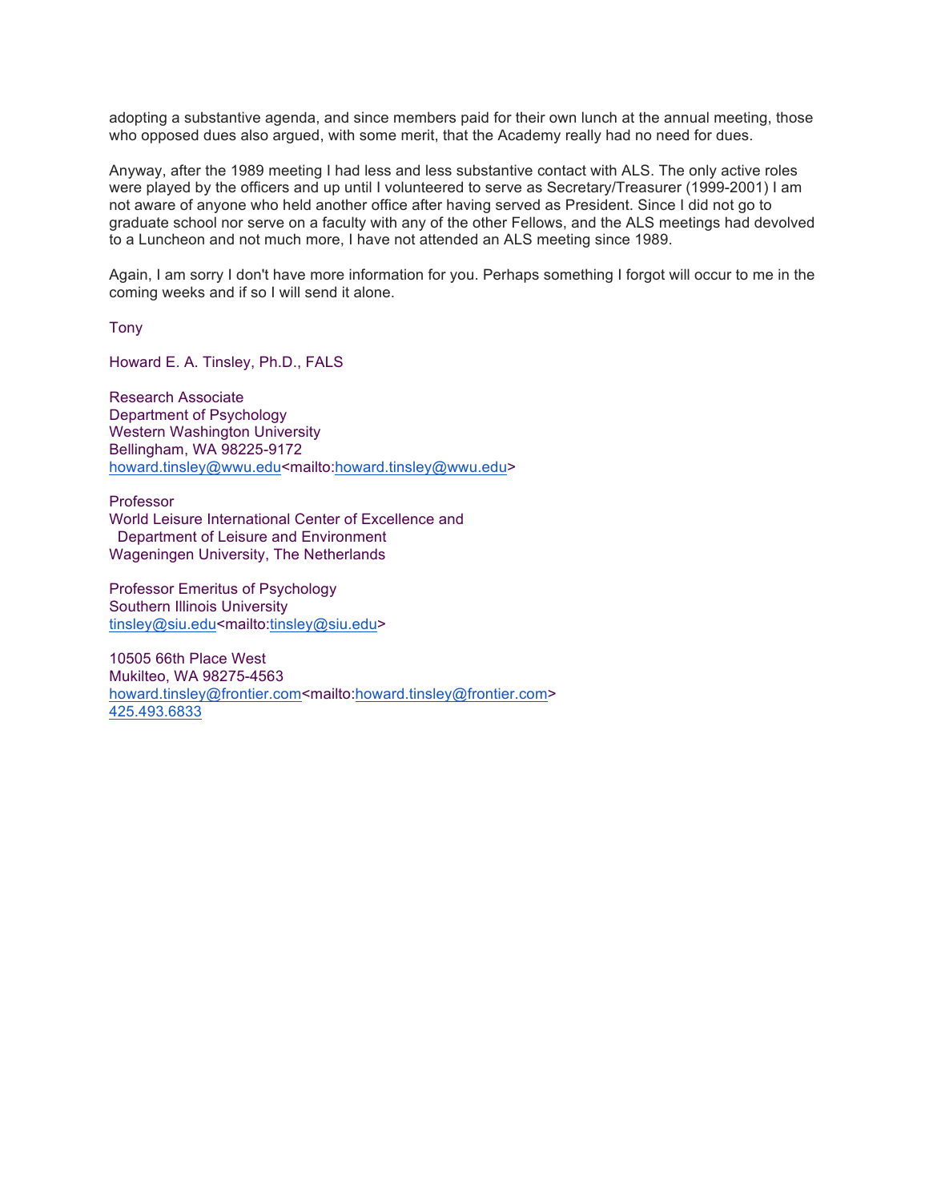adopting a substantive agenda, and since members paid for their own lunch at the annual meeting, those who opposed dues also argued, with some merit, that the Academy really had no need for dues.

Anyway, after the 1989 meeting I had less and less substantive contact with ALS. The only active roles were played by the officers and up until I volunteered to serve as Secretary/Treasurer (1999-2001) I am not aware of anyone who held another office after having served as President. Since I did not go to graduate school nor serve on a faculty with any of the other Fellows, and the ALS meetings had devolved to a Luncheon and not much more, I have not attended an ALS meeting since 1989.

Again, I am sorry I don't have more information for you. Perhaps something I forgot will occur to me in the coming weeks and if so I will send it alone.

Tony

Howard E. A. Tinsley, Ph.D., FALS

Research Associate
Department of Psychology
Western Washington University
Bellingham, WA 98225-9172
howard.tinsley@wwu.edu<mailto:howard.tinsley@wwu.edu>

Professor
World Leisure International Center of Excellence and
Department of Leisure and Environment
Wageningen University, The Netherlands

Professor Emeritus of Psychology
Southern Illinois University
tinsley@siu.edu<mailto:tinsley@siu.edu>

10505 66th Place West
Mukilteo, WA 98275-4563
howard.tinsley@frontier.com<mailto:howard.tinsley@frontier.com>
425.493.6833